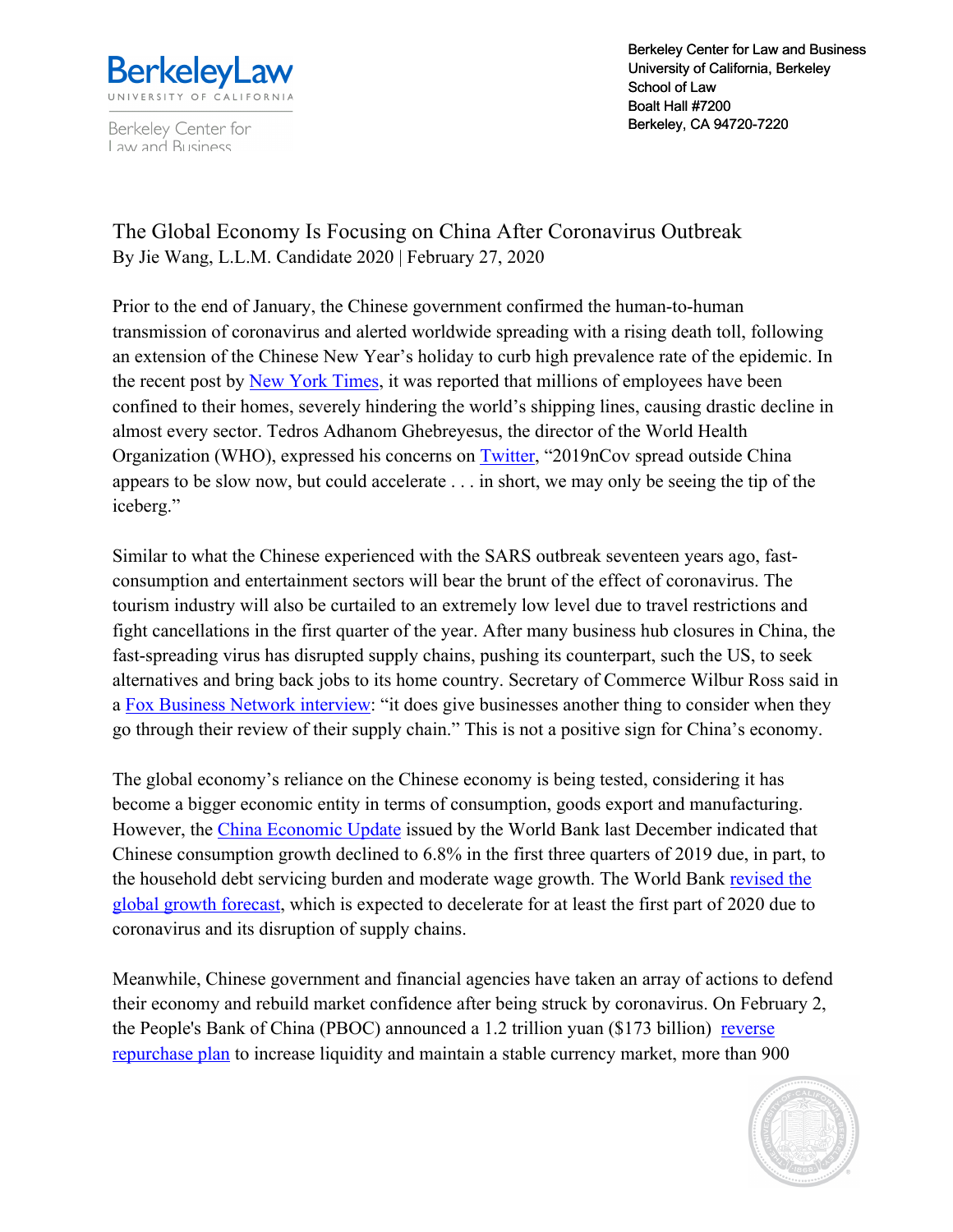BerkeleyLaw
UNIVERSITY OF CALIFORNIA

Berkeley Center for Law and Business

Berkeley Center for Law and Business
University of California, Berkeley
School of Law
Boalt Hall #7200
Berkeley, CA 94720-7220

# The Global Economy Is Focusing on China After Coronavirus Outbreak

By Jie Wang, L.L.M. Candidate 2020 | February 27, 2020

Prior to the end of January, the Chinese government confirmed the human-to-human transmission of coronavirus and alerted worldwide spreading with a rising death toll, following an extension of the Chinese New Year's holiday to curb high prevalence rate of the epidemic. In the recent post by New York Times, it was reported that millions of employees have been confined to their homes, severely hindering the world's shipping lines, causing drastic decline in almost every sector. Tedros Adhanom Ghebreyesus, the director of the World Health Organization (WHO), expressed his concerns on Twitter, "2019nCov spread outside China appears to be slow now, but could accelerate . . . in short, we may only be seeing the tip of the iceberg."

Similar to what the Chinese experienced with the SARS outbreak seventeen years ago, fast-consumption and entertainment sectors will bear the brunt of the effect of coronavirus. The tourism industry will also be curtailed to an extremely low level due to travel restrictions and fight cancellations in the first quarter of the year. After many business hub closures in China, the fast-spreading virus has disrupted supply chains, pushing its counterpart, such the US, to seek alternatives and bring back jobs to its home country. Secretary of Commerce Wilbur Ross said in a Fox Business Network interview: "it does give businesses another thing to consider when they go through their review of their supply chain." This is not a positive sign for China's economy.

The global economy's reliance on the Chinese economy is being tested, considering it has become a bigger economic entity in terms of consumption, goods export and manufacturing. However, the China Economic Update issued by the World Bank last December indicated that Chinese consumption growth declined to 6.8% in the first three quarters of 2019 due, in part, to the household debt servicing burden and moderate wage growth. The World Bank revised the global growth forecast, which is expected to decelerate for at least the first part of 2020 due to coronavirus and its disruption of supply chains.

Meanwhile, Chinese government and financial agencies have taken an array of actions to defend their economy and rebuild market confidence after being struck by coronavirus. On February 2, the People's Bank of China (PBOC) announced a 1.2 trillion yuan ($173 billion) reverse repurchase plan to increase liquidity and maintain a stable currency market, more than 900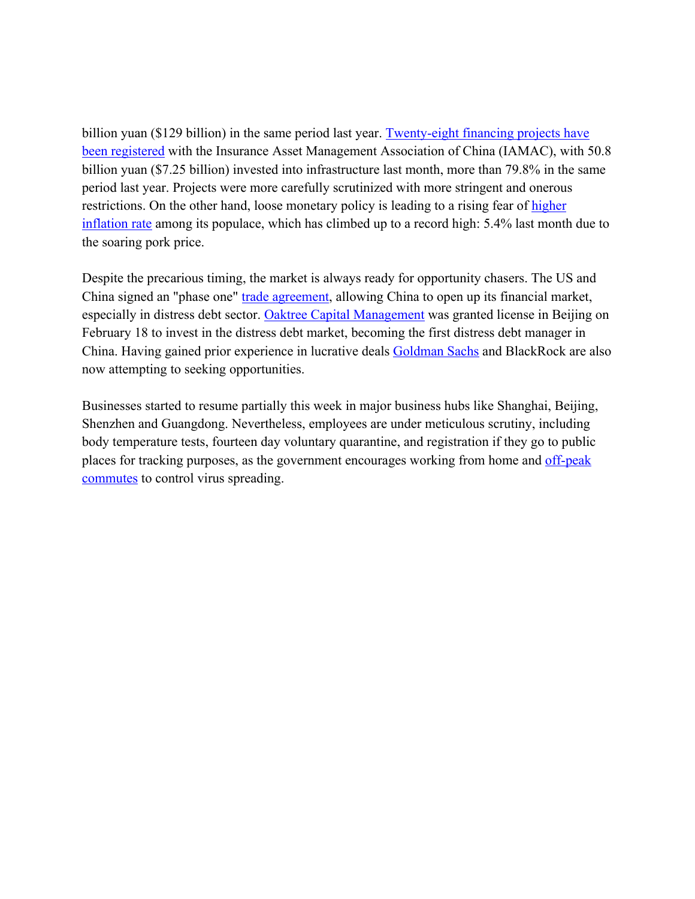billion yuan ($129 billion) in the same period last year. [Twenty-eight financing projects have been registered] with the Insurance Asset Management Association of China (IAMAC), with 50.8 billion yuan ($7.25 billion) invested into infrastructure last month, more than 79.8% in the same period last year. Projects were more carefully scrutinized with more stringent and onerous restrictions. On the other hand, loose monetary policy is leading to a rising fear of [higher inflation rate] among its populace, which has climbed up to a record high: 5.4% last month due to the soaring pork price.

Despite the precarious timing, the market is always ready for opportunity chasers. The US and China signed an "phase one" [trade agreement], allowing China to open up its financial market, especially in distress debt sector. [Oaktree Capital Management] was granted license in Beijing on February 18 to invest in the distress debt market, becoming the first distress debt manager in China. Having gained prior experience in lucrative deals [Goldman Sachs] and BlackRock are also now attempting to seeking opportunities.

Businesses started to resume partially this week in major business hubs like Shanghai, Beijing, Shenzhen and Guangdong. Nevertheless, employees are under meticulous scrutiny, including body temperature tests, fourteen day voluntary quarantine, and registration if they go to public places for tracking purposes, as the government encourages working from home and [off-peak commutes] to control virus spreading.